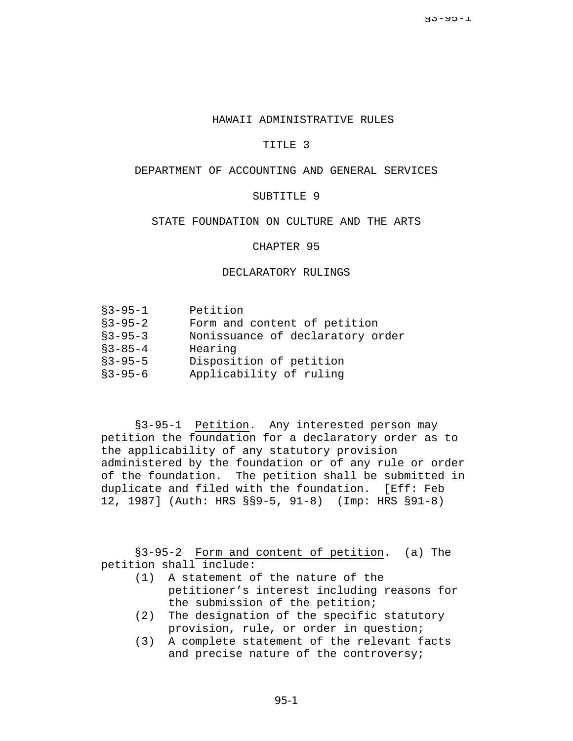# HAWAII ADMINISTRATIVE RULES

## TITLE 3

## DEPARTMENT OF ACCOUNTING AND GENERAL SERVICES

## SUBTITLE 9

## STATE FOUNDATION ON CULTURE AND THE ARTS

## CHAPTER 95

## DECLARATORY RULINGS

| | |
|---|---|
| §3-95-1 | Petition |
| §3-95-2 | Form and content of petition |
| §3-95-3 | Nonissuance of declaratory order |
| §3-85-4 | Hearing |
| §3-95-5 | Disposition of petition |
| §3-95-6 | Applicability of ruling |

§3-95-1 Petition. Any interested person may petition the foundation for a declaratory order as to the applicability of any statutory provision administered by the foundation or of any rule or order of the foundation. The petition shall be submitted in duplicate and filed with the foundation. [Eff: Feb 12, 1987] (Auth: HRS §§9-5, 91-8) (Imp: HRS §91-8)

§3-95-2 Form and content of petition. (a) The petition shall include:

(1) A statement of the nature of the petitioner's interest including reasons for the submission of the petition;
(2) The designation of the specific statutory provision, rule, or order in question;
(3) A complete statement of the relevant facts and precise nature of the controversy;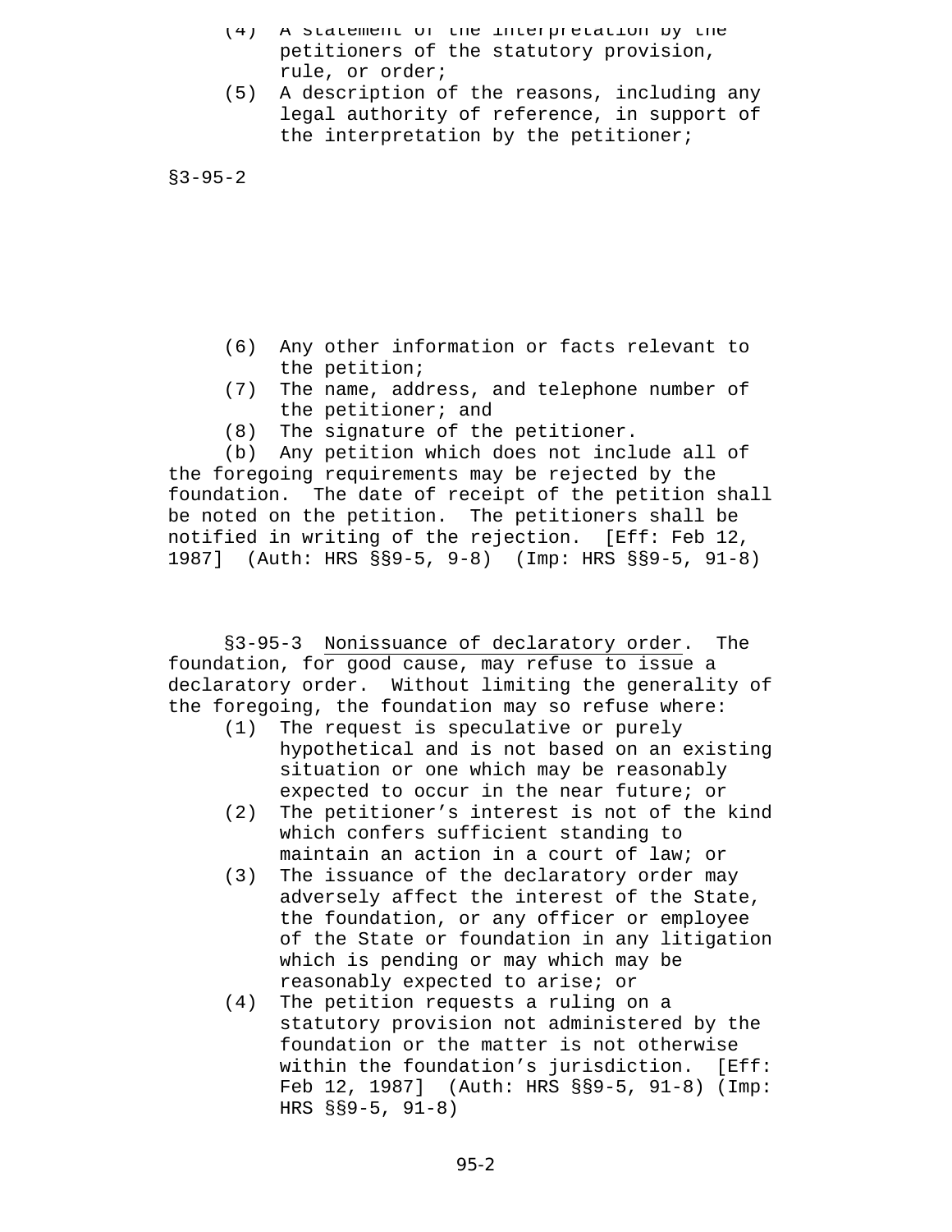(4) A statement of the interpretation by the petitioners of the statutory provision, rule, or order;

(5) A description of the reasons, including any legal authority of reference, in support of the interpretation by the petitioner;

§3-95-2

(6) Any other information or facts relevant to the petition;

(7) The name, address, and telephone number of the petitioner; and

(8) The signature of the petitioner.

(b) Any petition which does not include all of the foregoing requirements may be rejected by the foundation. The date of receipt of the petition shall be noted on the petition. The petitioners shall be notified in writing of the rejection. [Eff: Feb 12, 1987] (Auth: HRS §§9-5, 9-8) (Imp: HRS §§9-5, 91-8)

§3-95-3 Nonissuance of declaratory order. The foundation, for good cause, may refuse to issue a declaratory order. Without limiting the generality of the foregoing, the foundation may so refuse where:

(1) The request is speculative or purely hypothetical and is not based on an existing situation or one which may be reasonably expected to occur in the near future; or

(2) The petitioner's interest is not of the kind which confers sufficient standing to maintain an action in a court of law; or

(3) The issuance of the declaratory order may adversely affect the interest of the State, the foundation, or any officer or employee of the State or foundation in any litigation which is pending or may which may be reasonably expected to arise; or

(4) The petition requests a ruling on a statutory provision not administered by the foundation or the matter is not otherwise within the foundation's jurisdiction. [Eff: Feb 12, 1987] (Auth: HRS §§9-5, 91-8) (Imp: HRS §§9-5, 91-8)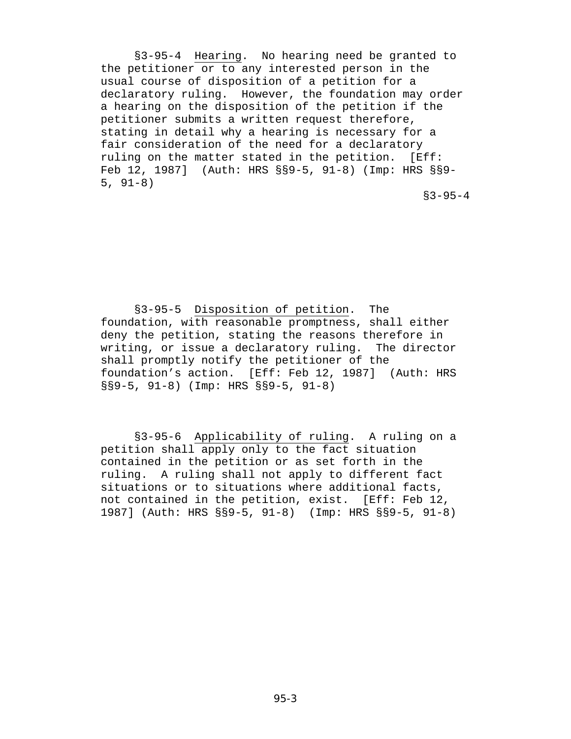§3-95-4 Hearing. No hearing need be granted to the petitioner or to any interested person in the usual course of disposition of a petition for a declaratory ruling. However, the foundation may order a hearing on the disposition of the petition if the petitioner submits a written request therefore, stating in detail why a hearing is necessary for a fair consideration of the need for a declaratory ruling on the matter stated in the petition. [Eff: Feb 12, 1987] (Auth: HRS §§9-5, 91-8) (Imp: HRS §§9-5, 91-8)

§3-95-5 Disposition of petition. The foundation, with reasonable promptness, shall either deny the petition, stating the reasons therefore in writing, or issue a declaratory ruling. The director shall promptly notify the petitioner of the foundation's action. [Eff: Feb 12, 1987] (Auth: HRS §§9-5, 91-8) (Imp: HRS §§9-5, 91-8)

§3-95-6 Applicability of ruling. A ruling on a petition shall apply only to the fact situation contained in the petition or as set forth in the ruling. A ruling shall not apply to different fact situations or to situations where additional facts, not contained in the petition, exist. [Eff: Feb 12, 1987] (Auth: HRS §§9-5, 91-8) (Imp: HRS §§9-5, 91-8)